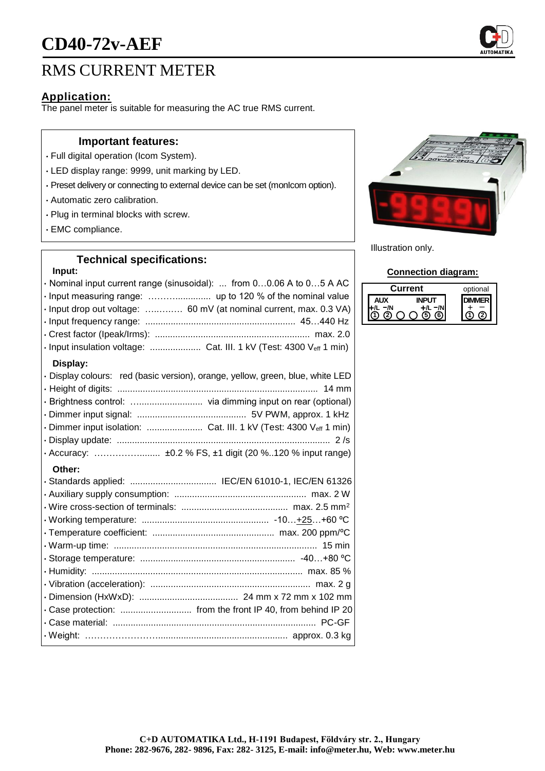# CD40-72v-AEF

## RMS CURRENT METER

### Application:

The panel meter is suitable for measuring the AC true RMS current.

### Important features:

- Full digital operation (Icom System).
- LED display range: 9999, unit marking by LED.
- Preset delivery or connecting to external device can be set (monIcom option).
- Automatic zero calibration.
- Plug in terminal blocks with screw.
- EMC compliance.

Illustration only.

### Technical specifications:

**Input:**

- Nominal input current range (sinusoidal): ... from 0…0.06 A to 0…5 A AC
- Input measuring range: ……….............. up to 120 % of the nominal value
- Input drop out voltage: ….………. 60 mV (at nominal current, max. 0.3 VA)
- Input frequency range: ........................................................... 45…440 Hz
- Crest factor (Ipeak/Irms): ............................................................. max. 2.0
- Input insulation voltage: .................... Cat. III. 1 kV (Test: 4300 $V_{eff}$ 1 min)

**Display:**

- Display colours: red (basic version), orange, yellow, green, blue, white LED
- Height of digits: .............................................................................. 14 mm
- Brightness control: …......................... via dimming input on rear (optional)
- Dimmer input signal: ........................................... 5V PWM, approx. 1 kHz
- Dimmer input isolation: ...................... Cat. III. 1 kV (Test: 4300 $V_{eff}$ 1 min)
- Display update: ................................................................................... 2 /s
- Accuracy: ………………......... ±0.2 % FS, ±1 digit (20 %..120 % input range)

**Other:**

- Standards applied: .................................. IEC/EN 61010-1, IEC/EN 61326
- Auxiliary supply consumption: .................................................... max. 2 W
- Wire cross-section of terminals: .......................................... max. 2.5 mm²
- Working temperature: .................................................. -10…+25…+60 ºC
- Temperature coefficient: ................................................ max. 200 ppm/ºC
- Warm-up time: ................................................................................ 15 min
- Storage temperature: ............................................................. -40…+80 ºC
- Humidity: ................................................................................... max. 85 %
- Vibration (acceleration): ............................................................... max. 2 g
- Dimension (HxWxD): ....................................... 24 mm x 72 mm x 102 mm
- Case protection: ............................ from the front IP 40, from behind IP 20
- Case material: ................................................................................ PC-GF
- Weight: …………………….................................................... approx. 0.3 kg

### Connection diagram:

| Current | | | | | | optional | |
|---|---|---|---|---|---|---|---|
| AUX | | | | INPUT | | DIMMER | |
| +/L | −/N | | | +/L | −/N | + | − |
| ① | ② | ○ | ○ | ⑤ | ⑥ | ① | ② |

C+D AUTOMATIKA Ltd., H-1191 Budapest, Földváry str. 2., Hungary
Phone: 282-9676, 282- 9896, Fax: 282- 3125, E-mail: info@meter.hu, Web: www.meter.hu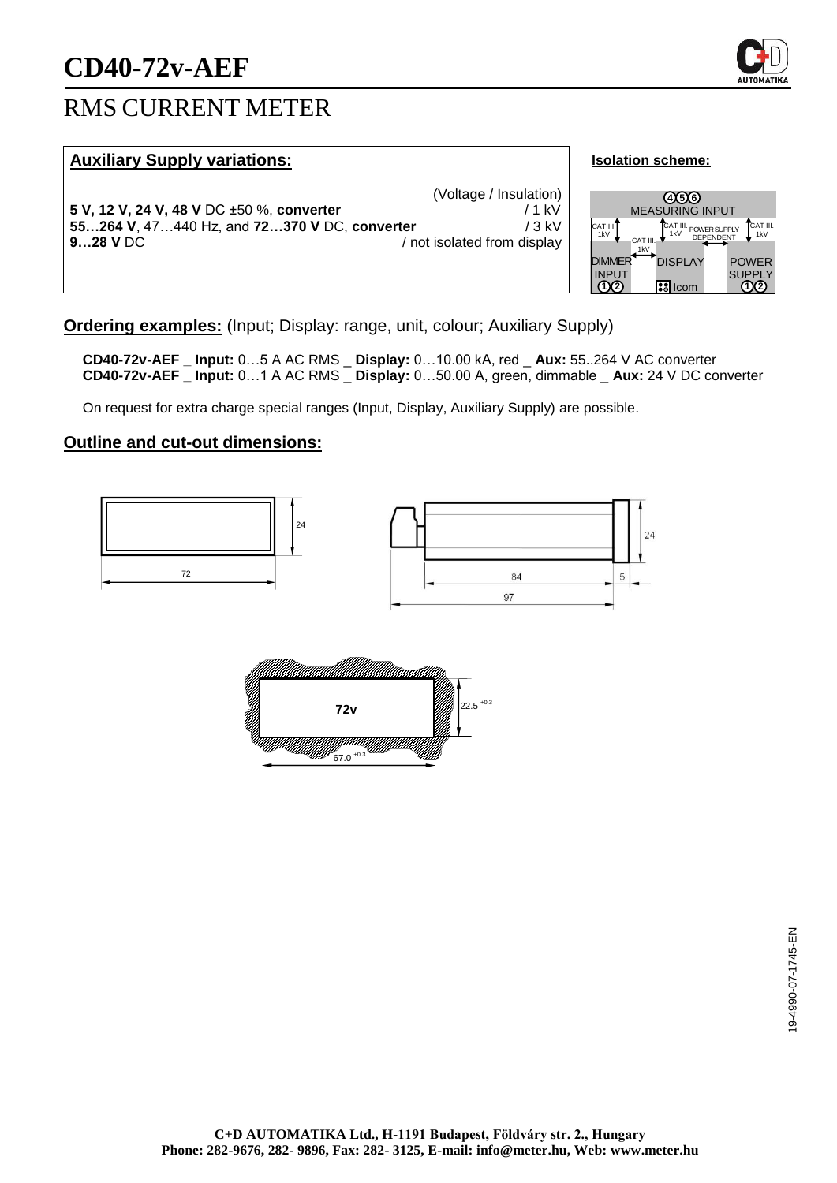# CD40-72v-AEF

## RMS CURRENT METER

### Auxiliary Supply variations:

| | (Voltage / Insulation) |
|---|---|
| **5 V, 12 V, 24 V, 48 V** DC ±50 %, **converter** | / 1 kV |
| **55…264 V**, 47…440 Hz, and **72…370 V** DC, **converter** | / 3 kV |
| **9…28 V** DC | / not isolated from display |

### Isolation scheme:

④⑤⑥
MEASURING INPUT
CAT III. 1kV
CAT III. 1kV
CAT III. 1kV
POWER SUPPLY DEPENDENT
CAT III. 1kV
DIMMER INPUT ①②
DISPLAY
Icom
POWER SUPPLY ①②

### Ordering examples: (Input; Display: range, unit, colour; Auxiliary Supply)

**CD40-72v-AEF** _ **Input:** 0…5 A AC RMS _ **Display:** 0…10.00 kA, red _ **Aux:** 55..264 V AC converter
**CD40-72v-AEF** _ **Input:** 0…1 A AC RMS _ **Display:** 0…50.00 A, green, dimmable _ **Aux:** 24 V DC converter

On request for extra charge special ranges (Input, Display, Auxiliary Supply) are possible.

### Outline and cut-out dimensions:

24
72
24
84
5
97
72v
22.5 +0.3
67.0 +0.3

19-4990-07-1745-EN

**C+D AUTOMATIKA Ltd., H-1191 Budapest, Földváry str. 2., Hungary**
**Phone: 282-9676, 282- 9896, Fax: 282- 3125, E-mail: info@meter.hu, Web: www.meter.hu**